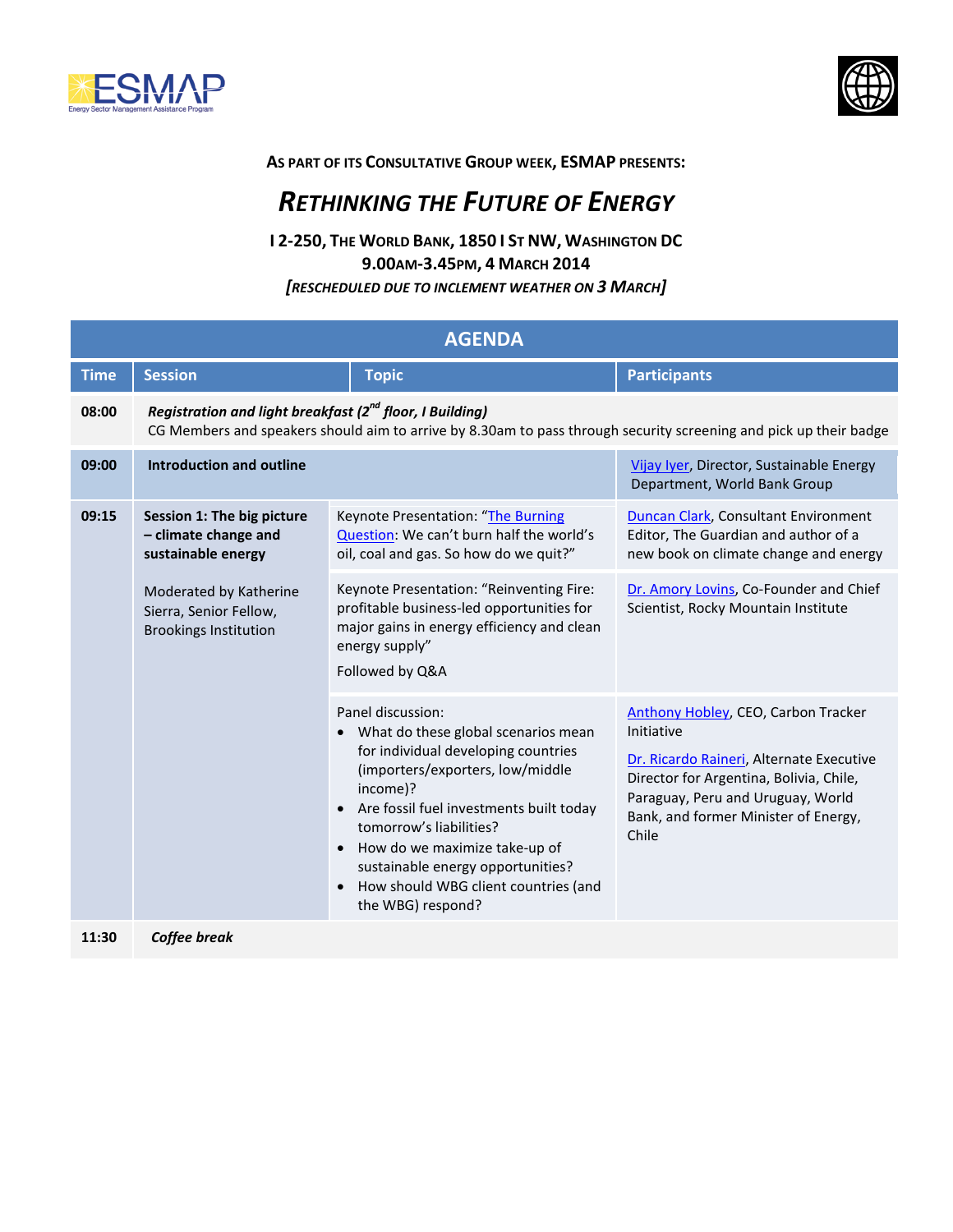As part of its Consultative Group week, ESMAP presents:

# Rethinking the Future of Energy

**I 2-250, The World Bank, 1850 I St NW, Washington DC**
**9.00am-3.45pm, 4 March 2014**
***[Rescheduled due to inclement weather on 3 March]***

## AGENDA

| Time | Session | Topic | Participants |
|---|---|---|---|
| 08:00 | ***Registration and light breakfast (2nd floor, I Building)*** CG Members and speakers should aim to arrive by 8.30am to pass through security screening and pick up their badge | | |
| 09:00 | **Introduction and outline** | | Vijay Iyer, Director, Sustainable Energy Department, World Bank Group |
| 09:15 | **Session 1: The big picture – climate change and sustainable energy** Moderated by Katherine Sierra, Senior Fellow, Brookings Institution | Keynote Presentation: "The Burning Question: We can't burn half the world's oil, coal and gas. So how do we quit?" | Duncan Clark, Consultant Environment Editor, The Guardian and author of a new book on climate change and energy |
| | | Keynote Presentation: "Reinventing Fire: profitable business-led opportunities for major gains in energy efficiency and clean energy supply" Followed by Q&A | Dr. Amory Lovins, Co-Founder and Chief Scientist, Rocky Mountain Institute |
| | | Panel discussion: • What do these global scenarios mean for individual developing countries (importers/exporters, low/middle income)? • Are fossil fuel investments built today tomorrow's liabilities? • How do we maximize take-up of sustainable energy opportunities? • How should WBG client countries (and the WBG) respond? | Anthony Hobley, CEO, Carbon Tracker Initiative; Dr. Ricardo Raineri, Alternate Executive Director for Argentina, Bolivia, Chile, Paraguay, Peru and Uruguay, World Bank, and former Minister of Energy, Chile |
| 11:30 | ***Coffee break*** | | |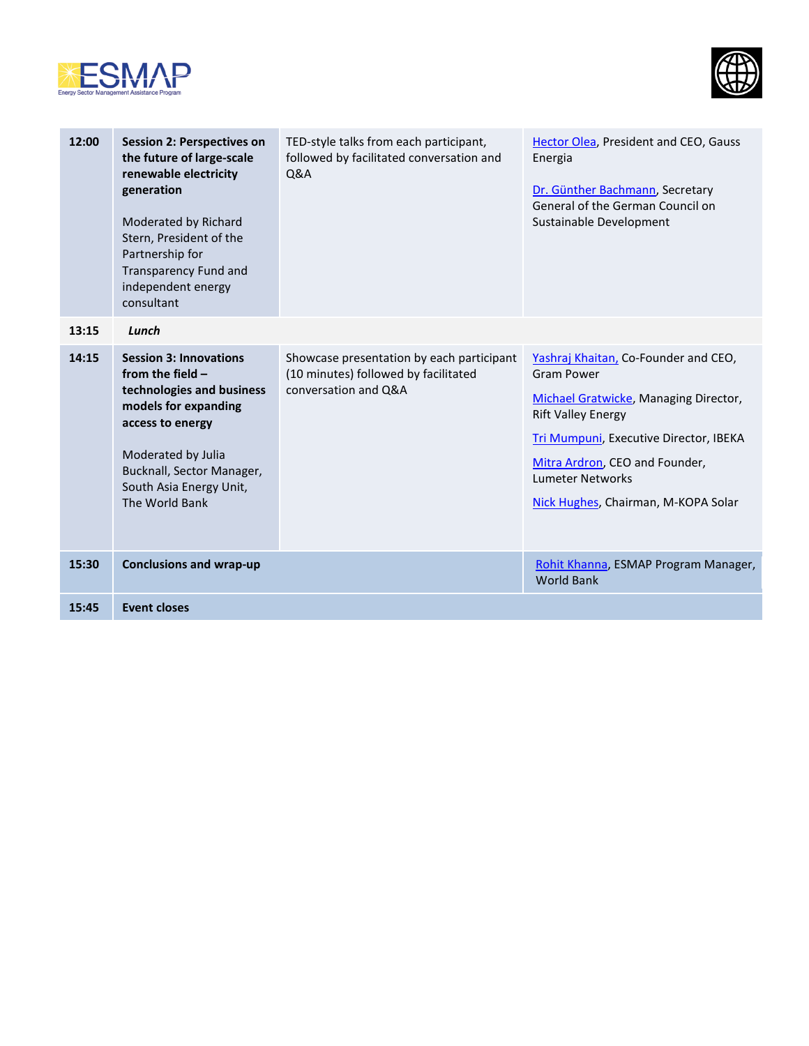| | | | |
|---|---|---|---|
| 12:00 | **Session 2: Perspectives on the future of large-scale renewable electricity generation**<br><br>Moderated by Richard Stern, President of the Partnership for Transparency Fund and independent energy consultant | TED-style talks from each participant, followed by facilitated conversation and Q&A | Hector Olea, President and CEO, Gauss Energia<br><br>Dr. Günther Bachmann, Secretary General of the German Council on Sustainable Development |
| 13:15 | ***Lunch*** | | |
| 14:15 | **Session 3: Innovations from the field – technologies and business models for expanding access to energy**<br><br>Moderated by Julia Bucknall, Sector Manager, South Asia Energy Unit, The World Bank | Showcase presentation by each participant (10 minutes) followed by facilitated conversation and Q&A | Yashraj Khaitan, Co-Founder and CEO, Gram Power<br><br>Michael Gratwicke, Managing Director, Rift Valley Energy<br><br>Tri Mumpuni, Executive Director, IBEKA<br><br>Mitra Ardron, CEO and Founder, Lumeter Networks<br><br>Nick Hughes, Chairman, M-KOPA Solar |
| 15:30 | **Conclusions and wrap-up** | | Rohit Khanna, ESMAP Program Manager, World Bank |
| 15:45 | **Event closes** | | |